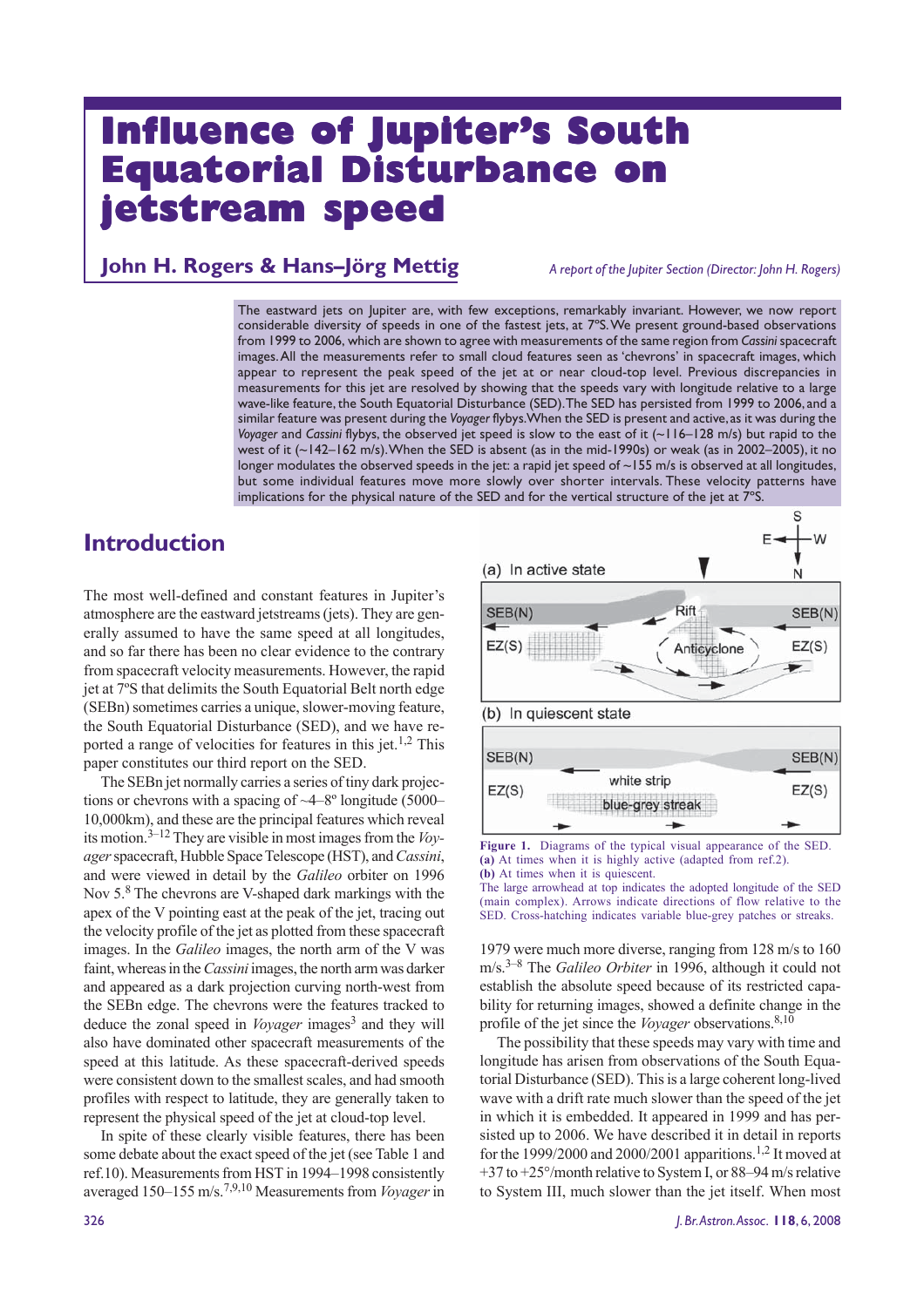# Influence of Jupiter's South Equatorial Disturbance on jetstream speed

## John H. Rogers & Hans–Jörg Mettig

*A report of the Jupiter Section (Director: John H. Rogers)*

The eastward jets on Jupiter are, with few exceptions, remarkably invariant. However, we now report considerable diversity of speeds in one of the fastest jets, at 7°S. We present ground-based observations from 1999 to 2006, which are shown to agree with measurements of the same region from *Cassini* spacecraft images. All the measurements refer to small cloud features seen as 'chevrons' in spacecraft images, which appear to represent the peak speed of the jet at or near cloud-top level. Previous discrepancies in measurements for this jet are resolved by showing that the speeds vary with longitude relative to a large wave-like feature, the South Equatorial Disturbance (SED). The SED has persisted from 1999 to 2006, and a similar feature was present during the *Voyager* flybys. When the SED is present and active, as it was during the *Voyager* and *Cassini* flybys, the observed jet speed is slow to the east of it (~116–128 m/s) but rapid to the west of it (~142–162 m/s). When the SED is absent (as in the mid-1990s) or weak (as in 2002–2005), it no longer modulates the observed speeds in the jet: a rapid jet speed of ~155 m/s is observed at all longitudes, but some individual features move more slowly over shorter intervals. These velocity patterns have implications for the physical nature of the SED and for the vertical structure of the jet at 7°S.

## Introduction

The most well-defined and constant features in Jupiter's atmosphere are the eastward jetstreams (jets). They are generally assumed to have the same speed at all longitudes, and so far there has been no clear evidence to the contrary from spacecraft velocity measurements. However, the rapid jet at 7°S that delimits the South Equatorial Belt north edge (SEBn) sometimes carries a unique, slower-moving feature, the South Equatorial Disturbance (SED), and we have reported a range of velocities for features in this jet.[1,2] This paper constitutes our third report on the SED.

The SEBn jet normally carries a series of tiny dark projections or chevrons with a spacing of ~4–8° longitude (5000–10,000km), and these are the principal features which reveal its motion.[3–12] They are visible in most images from the *Voyager* spacecraft, Hubble Space Telescope (HST), and *Cassini*, and were viewed in detail by the *Galileo* orbiter on 1996 Nov 5.[8] The chevrons are V-shaped dark markings with the apex of the V pointing east at the peak of the jet, tracing out the velocity profile of the jet as plotted from these spacecraft images. In the *Galileo* images, the north arm of the V was faint, whereas in the *Cassini* images, the north arm was darker and appeared as a dark projection curving north-west from the SEBn edge. The chevrons were the features tracked to deduce the zonal speed in *Voyager* images[3] and they will also have dominated other spacecraft measurements of the speed at this latitude. As these spacecraft-derived speeds were consistent down to the smallest scales, and had smooth profiles with respect to latitude, they are generally taken to represent the physical speed of the jet at cloud-top level.

In spite of these clearly visible features, there has been some debate about the exact speed of the jet (see Table 1 and ref.10). Measurements from HST in 1994–1998 consistently averaged 150–155 m/s.[7,9,10] Measurements from *Voyager* in 1979 were much more diverse, ranging from 128 m/s to 160 m/s.[3–8] The *Galileo Orbiter* in 1996, although it could not establish the absolute speed because of its restricted capability for returning images, showed a definite change in the profile of the jet since the *Voyager* observations.[8,10]

The possibility that these speeds may vary with time and longitude has arisen from observations of the South Equatorial Disturbance (SED). This is a large coherent long-lived wave with a drift rate much slower than the speed of the jet in which it is embedded. It appeared in 1999 and has persisted up to 2006. We have described it in detail in reports for the 1999/2000 and 2000/2001 apparitions.[1,2] It moved at +37 to +25°/month relative to System I, or 88–94 m/s relative to System III, much slower than the jet itself. When most

**Figure 1.** Diagrams of the typical visual appearance of the SED. **(a)** At times when it is highly active (adapted from ref.2). **(b)** At times when it is quiescent. The large arrowhead at top indicates the adopted longitude of the SED (main complex). Arrows indicate directions of flow relative to the SED. Cross-hatching indicates variable blue-grey patches or streaks.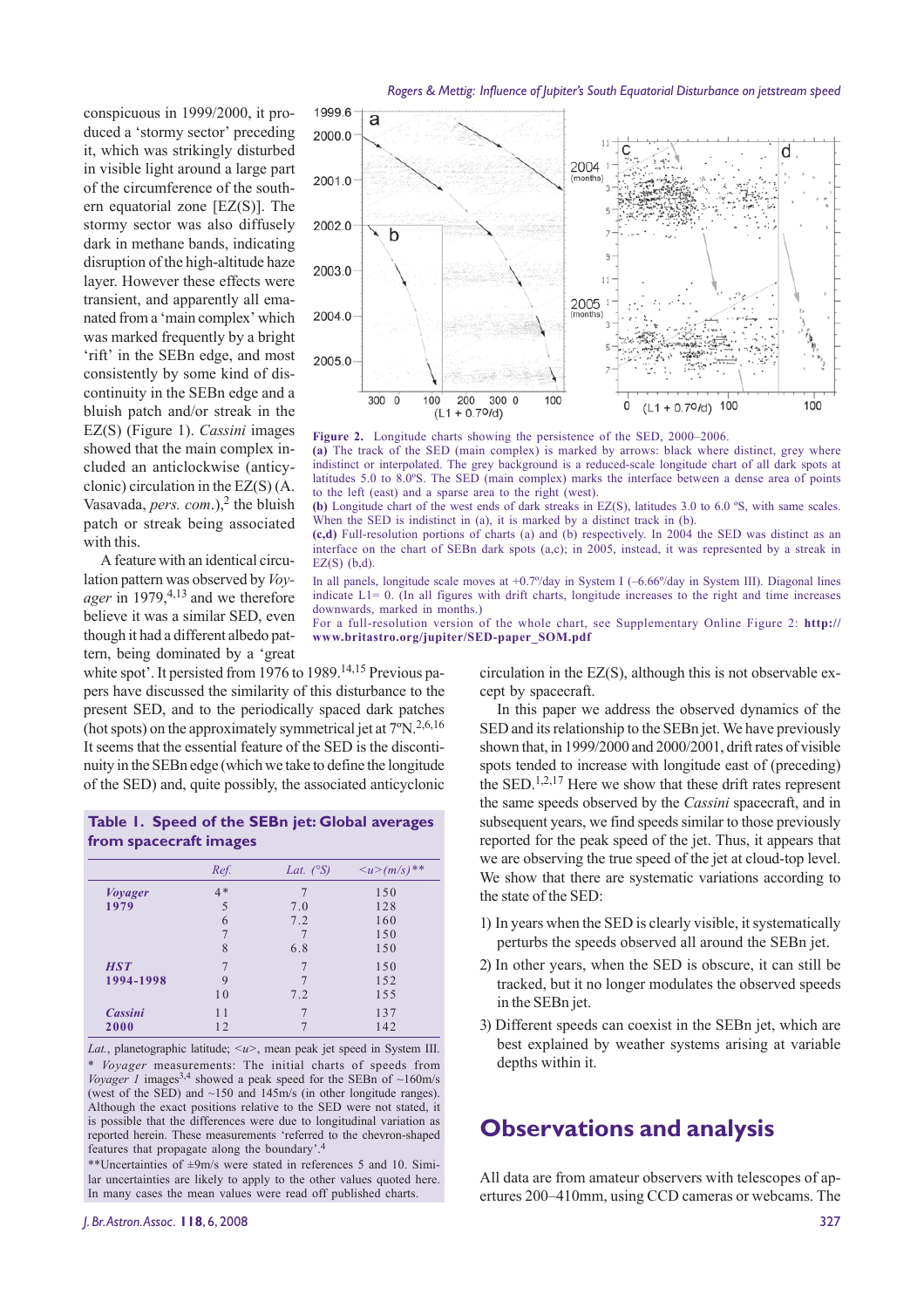conspicuous in 1999/2000, it produced a 'stormy sector' preceding it, which was strikingly disturbed in visible light around a large part of the circumference of the southern equatorial zone [EZ(S)]. The stormy sector was also diffusely dark in methane bands, indicating disruption of the high-altitude haze layer. However these effects were transient, and apparently all emanated from a 'main complex' which was marked frequently by a bright 'rift' in the SEBn edge, and most consistently by some kind of discontinuity in the SEBn edge and a bluish patch and/or streak in the EZ(S) (Figure 1). *Cassini* images showed that the main complex included an anticlockwise (anticyclonic) circulation in the EZ(S) (A. Vasavada, *pers. com.*),[2] the bluish patch or streak being associated with this.

A feature with an identical circulation pattern was observed by *Voyager* in 1979,[4,13] and we therefore believe it was a similar SED, even though it had a different albedo pattern, being dominated by a 'great white spot'. It persisted from 1976 to 1989.[14,15] Previous papers have discussed the similarity of this disturbance to the present SED, and to the periodically spaced dark patches (hot spots) on the approximately symmetrical jet at 7ºN.[2,6,16] It seems that the essential feature of the SED is the discontinuity in the SEBn edge (which we take to define the longitude of the SED) and, quite possibly, the associated anticyclonic circulation in the EZ(S), although this is not observable except by spacecraft.

**Figure 2.** Longitude charts showing the persistence of the SED, 2000–2006.
**(a)** The track of the SED (main complex) is marked by arrows: black where distinct, grey where indistinct or interpolated. The grey background is a reduced-scale longitude chart of all dark spots at latitudes 5.0 to 8.0ºS. The SED (main complex) marks the interface between a dense area of points to the left (east) and a sparse area to the right (west).
**(b)** Longitude chart of the west ends of dark streaks in EZ(S), latitudes 3.0 to 6.0 ºS, with same scales. When the SED is indistinct in (a), it is marked by a distinct track in (b).
**(c,d)** Full-resolution portions of charts (a) and (b) respectively. In 2004 the SED was distinct as an interface on the chart of SEBn dark spots (a,c); in 2005, instead, it was represented by a streak in EZ(S) (b,d).
In all panels, longitude scale moves at +0.7º/day in System I (–6.66º/day in System III). Diagonal lines indicate L1= 0. (In all figures with drift charts, longitude increases to the right and time increases downwards, marked in months.)
For a full-resolution version of the whole chart, see Supplementary Online Figure 2: **http://www.britastro.org/jupiter/SED-paper_SOM.pdf**

**Table 1. Speed of the SEBn jet: Global averages from spacecraft images**

| | Ref. | Lat. (°S) | <u>(m/s)** |
|---|---|---|---|
| ***Voyager* 1979** | 4* | 7 | 150 |
| | 5 | 7.0 | 128 |
| | 6 | 7.2 | 160 |
| | 7 | 7 | 150 |
| | 8 | 6.8 | 150 |
| ***HST* 1994-1998** | 7 | 7 | 150 |
| | 9 | 7 | 152 |
| | 10 | 7.2 | 155 |
| ***Cassini* 2000** | 11 | 7 | 137 |
| | 12 | 7 | 142 |

*Lat.*, planetographic latitude; <*u*>, mean peak jet speed in System III.
\* *Voyager* measurements: The initial charts of speeds from *Voyager 1* images[3,4] showed a peak speed for the SEBn of ~160m/s (west of the SED) and ~150 and 145m/s (in other longitude ranges). Although the exact positions relative to the SED were not stated, it is possible that the differences were due to longitudinal variation as reported herein. These measurements 'referred to the chevron-shaped features that propagate along the boundary'.[4]
\*\*Uncertainties of ±9m/s were stated in references 5 and 10. Similar uncertainties are likely to apply to the other values quoted here. In many cases the mean values were read off published charts.

In this paper we address the observed dynamics of the SED and its relationship to the SEBn jet. We have previously shown that, in 1999/2000 and 2000/2001, drift rates of visible spots tended to increase with longitude east of (preceding) the SED.[1,2,17] Here we show that these drift rates represent the same speeds observed by the *Cassini* spacecraft, and in subsequent years, we find speeds similar to those previously reported for the peak speed of the jet. Thus, it appears that we are observing the true speed of the jet at cloud-top level. We show that there are systematic variations according to the state of the SED:

1) In years when the SED is clearly visible, it systematically perturbs the speeds observed all around the SEBn jet.
2) In other years, when the SED is obscure, it can still be tracked, but it no longer modulates the observed speeds in the SEBn jet.
3) Different speeds can coexist in the SEBn jet, which are best explained by weather systems arising at variable depths within it.

## Observations and analysis

All data are from amateur observers with telescopes of apertures 200–410mm, using CCD cameras or webcams. The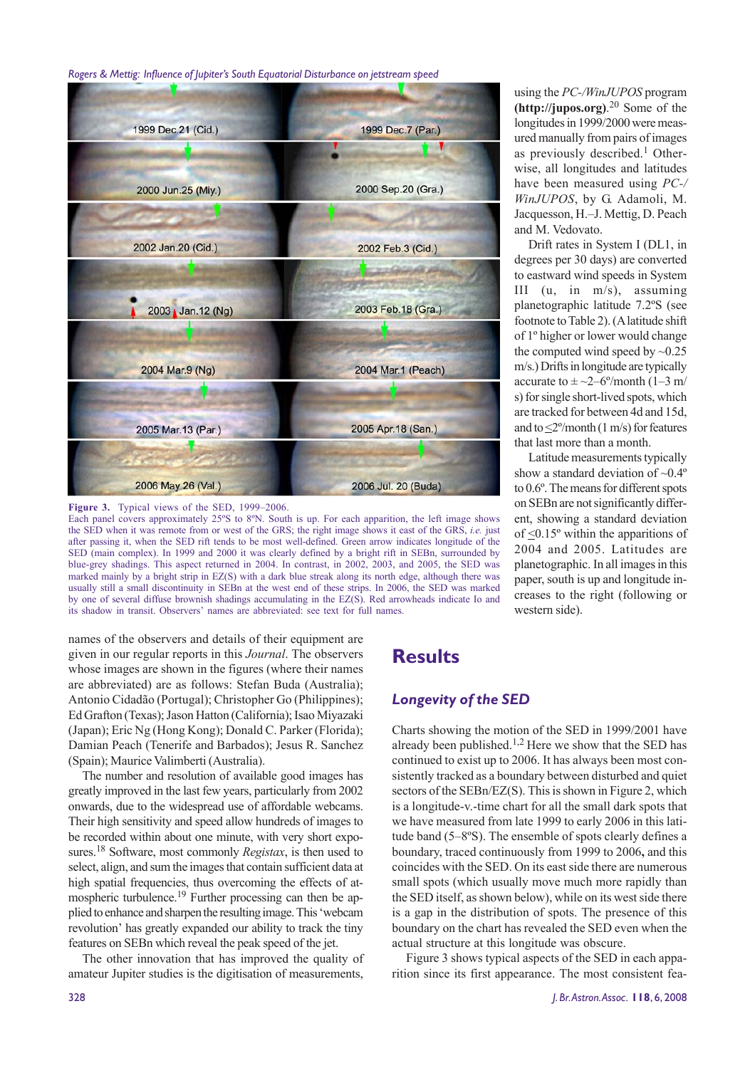**Figure 3.** Typical views of the SED, 1999–2006.
Each panel covers approximately 25ºS to 8ºN. South is up. For each apparition, the left image shows the SED when it was remote from or west of the GRS; the right image shows it east of the GRS, *i.e.* just after passing it, when the SED rift tends to be most well-defined. Green arrow indicates longitude of the SED (main complex). In 1999 and 2000 it was clearly defined by a bright rift in SEBn, surrounded by blue-grey shadings. This aspect returned in 2004. In contrast, in 2002, 2003, and 2005, the SED was marked mainly by a bright strip in EZ(S) with a dark blue streak along its north edge, although there was usually still a small discontinuity in SEBn at the west end of these strips. In 2006, the SED was marked by one of several diffuse brownish shadings accumulating in the EZ(S). Red arrowheads indicate Io and its shadow in transit. Observers' names are abbreviated: see text for full names.

names of the observers and details of their equipment are given in our regular reports in this *Journal*. The observers whose images are shown in the figures (where their names are abbreviated) are as follows: Stefan Buda (Australia); Antonio Cidadão (Portugal); Christopher Go (Philippines); Ed Grafton (Texas); Jason Hatton (California); Isao Miyazaki (Japan); Eric Ng (Hong Kong); Donald C. Parker (Florida); Damian Peach (Tenerife and Barbados); Jesus R. Sanchez (Spain); Maurice Valimberti (Australia).

The number and resolution of available good images has greatly improved in the last few years, particularly from 2002 onwards, due to the widespread use of affordable webcams. Their high sensitivity and speed allow hundreds of images to be recorded within about one minute, with very short exposures.[18] Software, most commonly *Registax*, is then used to select, align, and sum the images that contain sufficient data at high spatial frequencies, thus overcoming the effects of atmospheric turbulence.[19] Further processing can then be applied to enhance and sharpen the resulting image. This 'webcam revolution' has greatly expanded our ability to track the tiny features on SEBn which reveal the peak speed of the jet.

The other innovation that has improved the quality of amateur Jupiter studies is the digitisation of measurements, using the *PC-/WinJUPOS* program **(http://jupos.org)**.[20] Some of the longitudes in 1999/2000 were measured manually from pairs of images as previously described.[1] Otherwise, all longitudes and latitudes have been measured using *PC-/WinJUPOS*, by G. Adamoli, M. Jacquesson, H.–J. Mettig, D. Peach and M. Vedovato.

Drift rates in System I (DL1, in degrees per 30 days) are converted to eastward wind speeds in System III (u, in m/s), assuming planetographic latitude 7.2ºS (see footnote to Table 2). (A latitude shift of 1º higher or lower would change the computed wind speed by ~0.25 m/s.) Drifts in longitude are typically accurate to ± ~2–6º/month (1–3 m/s) for single short-lived spots, which are tracked for between 4d and 15d, and to ≤2º/month (1 m/s) for features that last more than a month.

Latitude measurements typically show a standard deviation of ~0.4º to 0.6º. The means for different spots on SEBn are not significantly different, showing a standard deviation of ≤0.15º within the apparitions of 2004 and 2005. Latitudes are planetographic. In all images in this paper, south is up and longitude increases to the right (following or western side).

# Results

## *Longevity of the SED*

Charts showing the motion of the SED in 1999/2001 have already been published.[1,2] Here we show that the SED has continued to exist up to 2006. It has always been most consistently tracked as a boundary between disturbed and quiet sectors of the SEBn/EZ(S). This is shown in Figure 2, which is a longitude-v.-time chart for all the small dark spots that we have measured from late 1999 to early 2006 in this latitude band (5–8ºS). The ensemble of spots clearly defines a boundary, traced continuously from 1999 to 2006**,** and this coincides with the SED. On its east side there are numerous small spots (which usually move much more rapidly than the SED itself, as shown below), while on its west side there is a gap in the distribution of spots. The presence of this boundary on the chart has revealed the SED even when the actual structure at this longitude was obscure.

Figure 3 shows typical aspects of the SED in each apparition since its first appearance. The most consistent fea-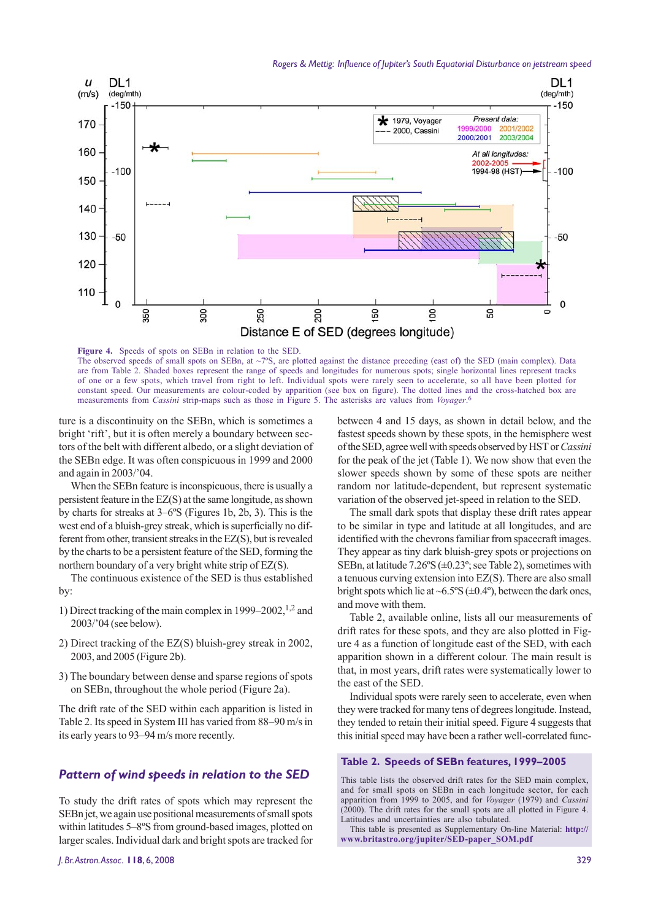**Figure 4.** Speeds of spots on SEBn in relation to the SED.
The observed speeds of small spots on SEBn, at ~7ºS, are plotted against the distance preceding (east of) the SED (main complex). Data are from Table 2. Shaded boxes represent the range of speeds and longitudes for numerous spots; single horizontal lines represent tracks of one or a few spots, which travel from right to left. Individual spots were rarely seen to accelerate, so all have been plotted for constant speed. Our measurements are colour-coded by apparition (see box on figure). The dotted lines and the cross-hatched box are measurements from *Cassini* strip-maps such as those in Figure 5. The asterisks are values from *Voyager*.[6]

ture is a discontinuity on the SEBn, which is sometimes a bright 'rift', but it is often merely a boundary between sectors of the belt with different albedo, or a slight deviation of the SEBn edge. It was often conspicuous in 1999 and 2000 and again in 2003/'04.

When the SEBn feature is inconspicuous, there is usually a persistent feature in the EZ(S) at the same longitude, as shown by charts for streaks at 3–6ºS (Figures 1b, 2b, 3). This is the west end of a bluish-grey streak, which is superficially no different from other, transient streaks in the EZ(S), but is revealed by the charts to be a persistent feature of the SED, forming the northern boundary of a very bright white strip of EZ(S).

The continuous existence of the SED is thus established by:

1) Direct tracking of the main complex in 1999–2002,[1,2] and 2003/'04 (see below).

2) Direct tracking of the EZ(S) bluish-grey streak in 2002, 2003, and 2005 (Figure 2b).

3) The boundary between dense and sparse regions of spots on SEBn, throughout the whole period (Figure 2a).

The drift rate of the SED within each apparition is listed in Table 2. Its speed in System III has varied from 88–90 m/s in its early years to 93–94 m/s more recently.

## Pattern of wind speeds in relation to the SED

To study the drift rates of spots which may represent the SEBn jet, we again use positional measurements of small spots within latitudes 5–8ºS from ground-based images, plotted on larger scales. Individual dark and bright spots are tracked for between 4 and 15 days, as shown in detail below, and the fastest speeds shown by these spots, in the hemisphere west of the SED, agree well with speeds observed by HST or *Cassini* for the peak of the jet (Table 1). We now show that even the slower speeds shown by some of these spots are neither random nor latitude-dependent, but represent systematic variation of the observed jet-speed in relation to the SED.

The small dark spots that display these drift rates appear to be similar in type and latitude at all longitudes, and are identified with the chevrons familiar from spacecraft images. They appear as tiny dark bluish-grey spots or projections on SEBn, at latitude 7.26ºS (±0.23º; see Table 2), sometimes with a tenuous curving extension into EZ(S). There are also small bright spots which lie at ~6.5ºS (±0.4º), between the dark ones, and move with them.

Table 2, available online, lists all our measurements of drift rates for these spots, and they are also plotted in Figure 4 as a function of longitude east of the SED, with each apparition shown in a different colour. The main result is that, in most years, drift rates were systematically lower to the east of the SED.

Individual spots were rarely seen to accelerate, even when they were tracked for many tens of degrees longitude. Instead, they tended to retain their initial speed. Figure 4 suggests that this initial speed may have been a rather well-correlated func-

**Table 2. Speeds of SEBn features, 1999–2005**

This table lists the observed drift rates for the SED main complex, and for small spots on SEBn in each longitude sector, for each apparition from 1999 to 2005, and for *Voyager* (1979) and *Cassini* (2000). The drift rates for the small spots are all plotted in Figure 4. Latitudes and uncertainties are also tabulated.

This table is presented as Supplementary On-line Material: **http://www.britastro.org/jupiter/SED-paper_SOM.pdf**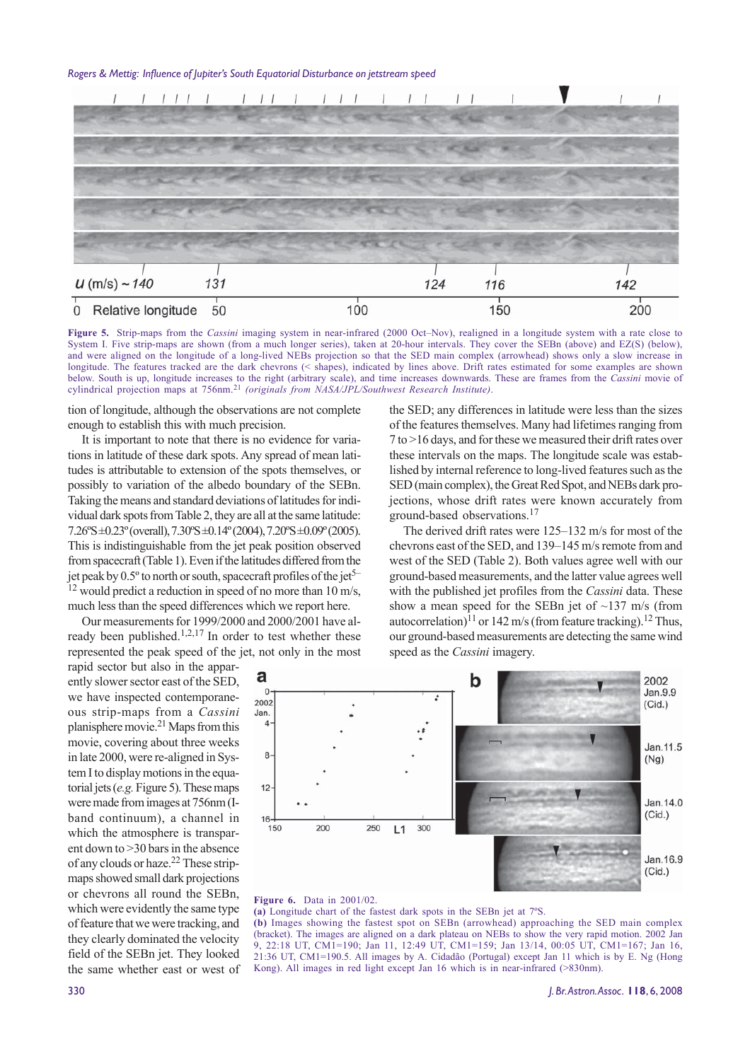Figure 5. Strip-maps from the *Cassini* imaging system in near-infrared (2000 Oct–Nov), realigned in a longitude system with a rate close to System I. Five strip-maps are shown (from a much longer series), taken at 20-hour intervals. They cover the SEBn (above) and EZ(S) (below), and were aligned on the longitude of a long-lived NEBs projection so that the SED main complex (arrowhead) shows only a slow increase in longitude. The features tracked are the dark chevrons (< shapes), indicated by lines above. Drift rates estimated for some examples are shown below. South is up, longitude increases to the right (arbitrary scale), and time increases downwards. These are frames from the *Cassini* movie of cylindrical projection maps at 756nm.[21] *(originals from NASA/JPL/Southwest Research Institute)*.

tion of longitude, although the observations are not complete enough to establish this with much precision.

It is important to note that there is no evidence for variations in latitude of these dark spots. Any spread of mean latitudes is attributable to extension of the spots themselves, or possibly to variation of the albedo boundary of the SEBn. Taking the means and standard deviations of latitudes for individual dark spots from Table 2, they are all at the same latitude: 7.26°S ±0.23° (overall), 7.30°S ±0.14° (2004), 7.20°S ±0.09° (2005). This is indistinguishable from the jet peak position observed from spacecraft (Table 1). Even if the latitudes differed from the jet peak by 0.5° to north or south, spacecraft profiles of the jet[5–12] would predict a reduction in speed of no more than 10 m/s, much less than the speed differences which we report here.

Our measurements for 1999/2000 and 2000/2001 have already been published.[1,2,17] In order to test whether these represented the peak speed of the jet, not only in the most rapid sector but also in the apparently slower sector east of the SED, we have inspected contemporaneous strip-maps from a *Cassini* planisphere movie.[21] Maps from this movie, covering about three weeks in late 2000, were re-aligned in System I to display motions in the equatorial jets (*e.g.* Figure 5). These maps were made from images at 756nm (I-band continuum), a channel in which the atmosphere is transparent down to >30 bars in the absence of any clouds or haze.[22] These strip-maps showed small dark projections or chevrons all round the SEBn, which were evidently the same type of feature that we were tracking, and they clearly dominated the velocity field of the SEBn jet. They looked the same whether east or west of the SED; any differences in latitude were less than the sizes of the features themselves. Many had lifetimes ranging from 7 to >16 days, and for these we measured their drift rates over these intervals on the maps. The longitude scale was established by internal reference to long-lived features such as the SED (main complex), the Great Red Spot, and NEBs dark projections, whose drift rates were known accurately from ground-based observations.[17]

The derived drift rates were 125–132 m/s for most of the chevrons east of the SED, and 139–145 m/s remote from and west of the SED (Table 2). Both values agree well with our ground-based measurements, and the latter value agrees well with the published jet profiles from the *Cassini* data. These show a mean speed for the SEBn jet of ~137 m/s (from autocorrelation)[11] or 142 m/s (from feature tracking).[12] Thus, our ground-based measurements are detecting the same wind speed as the *Cassini* imagery.

Figure 6. Data in 2001/02.
(a) Longitude chart of the fastest dark spots in the SEBn jet at 7°S.
(b) Images showing the fastest spot on SEBn (arrowhead) approaching the SED main complex (bracket). The images are aligned on a dark plateau on NEBs to show the very rapid motion. 2002 Jan 9, 22:18 UT, CM1=190; Jan 11, 12:49 UT, CM1=159; Jan 13/14, 00:05 UT, CM1=167; Jan 16, 21:36 UT, CM1=190.5. All images by A. Cidadão (Portugal) except Jan 11 which is by E. Ng (Hong Kong). All images in red light except Jan 16 which is in near-infrared (>830nm).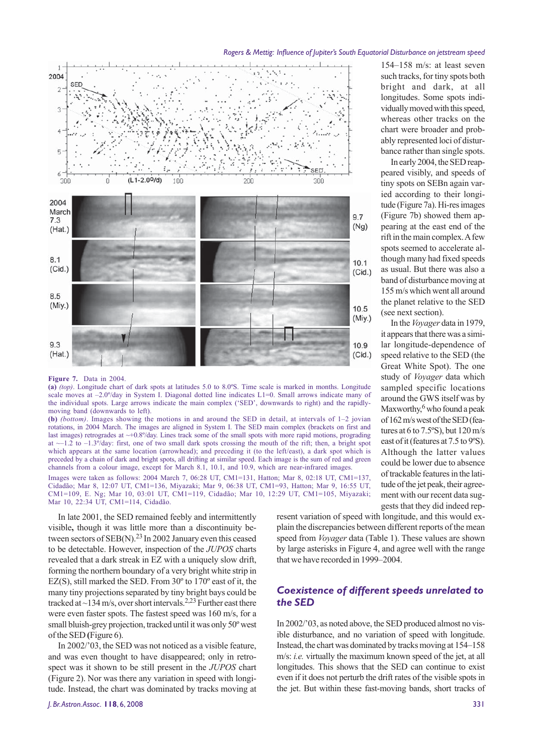154–158 m/s: at least seven such tracks, for tiny spots both bright and dark, at all longitudes. Some spots individually moved with this speed, whereas other tracks on the chart were broader and probably represented loci of disturbance rather than single spots.

In early 2004, the SED reappeared visibly, and speeds of tiny spots on SEBn again varied according to their longitude (Figure 7a). Hi-res images (Figure 7b) showed them appearing at the east end of the rift in the main complex. A few spots seemed to accelerate although many had fixed speeds as usual. But there was also a band of disturbance moving at 155 m/s which went all around the planet relative to the SED (see next section).

In the *Voyager* data in 1979, it appears that there was a similar longitude-dependence of speed relative to the SED (the Great White Spot). The one study of *Voyager* data which sampled specific locations around the GWS itself was by Maxworthy,[6] who found a peak of 162 m/s west of the SED (features at 6 to 7.5ºS), but 120 m/s east of it (features at 7.5 to 9ºS). Although the latter values could be lower due to absence of trackable features in the latitude of the jet peak, their agreement with our recent data suggests that they did indeed represent variation of speed with longitude, and this would explain the discrepancies between different reports of the mean speed from *Voyager* data (Table 1). These values are shown by large asterisks in Figure 4, and agree well with the range that we have recorded in 1999–2004.

**Figure 7.** Data in 2004.
**(a)** *(top)*. Longitude chart of dark spots at latitudes 5.0 to 8.0ºS. Time scale is marked in months. Longitude scale moves at –2.0º/day in System I. Diagonal dotted line indicates L1=0. Small arrows indicate many of the individual spots. Large arrows indicate the main complex ('SED', downwards to right) and the rapidly-moving band (downwards to left).
**(b)** *(bottom)*. Images showing the motions in and around the SED in detail, at intervals of 1–2 jovian rotations, in 2004 March. The images are aligned in System I. The SED main complex (brackets on first and last images) retrogrades at ~+0.8º/day. Lines track some of the small spots with more rapid motions, prograding at ~–1.2 to –1.3º/day: first, one of two small dark spots crossing the mouth of the rift; then, a bright spot which appears at the same location (arrowhead); and preceding it (to the left/east), a dark spot which is preceded by a chain of dark and bright spots, all drifting at similar speed. Each image is the sum of red and green channels from a colour image, except for March 8.1, 10.1, and 10.9, which are near-infrared images.
Images were taken as follows: 2004 March 7, 06:28 UT, CM1=131, Hatton; Mar 8, 02:18 UT, CM1=137, Cidadão; Mar 8, 12:07 UT, CM1=136, Miyazaki; Mar 9, 06:38 UT, CM1=93, Hatton; Mar 9, 16:55 UT, CM1=109, E. Ng; Mar 10, 03:01 UT, CM1=119, Cidadão; Mar 10, 12:29 UT, CM1=105, Miyazaki; Mar 10, 22:34 UT, CM1=114, Cidadão.

In late 2001, the SED remained feebly and intermittently visible**,** though it was little more than a discontinuity between sectors of SEB(N).[23] In 2002 January even this ceased to be detectable. However, inspection of the *JUPOS* charts revealed that a dark streak in EZ with a uniquely slow drift, forming the northern boundary of a very bright white strip in EZ(S), still marked the SED. From 30º to 170º east of it, the many tiny projections separated by tiny bright bays could be tracked at ~134 m/s, over short intervals.[2,23] Further east there were even faster spots. The fastest speed was 160 m/s, for a small bluish-grey projection, tracked until it was only 50º west of the SED **(**Figure 6).

In 2002/'03, the SED was not noticed as a visible feature, and was even thought to have disappeared; only in retrospect was it shown to be still present in the *JUPOS* chart (Figure 2). Nor was there any variation in speed with longitude. Instead, the chart was dominated by tracks moving at

## *Coexistence of different speeds unrelated to the SED*

In 2002/'03, as noted above, the SED produced almost no visible disturbance, and no variation of speed with longitude. Instead, the chart was dominated by tracks moving at 154–158 m/s: *i.e.* virtually the maximum known speed of the jet, at all longitudes. This shows that the SED can continue to exist even if it does not perturb the drift rates of the visible spots in the jet. But within these fast-moving bands, short tracks of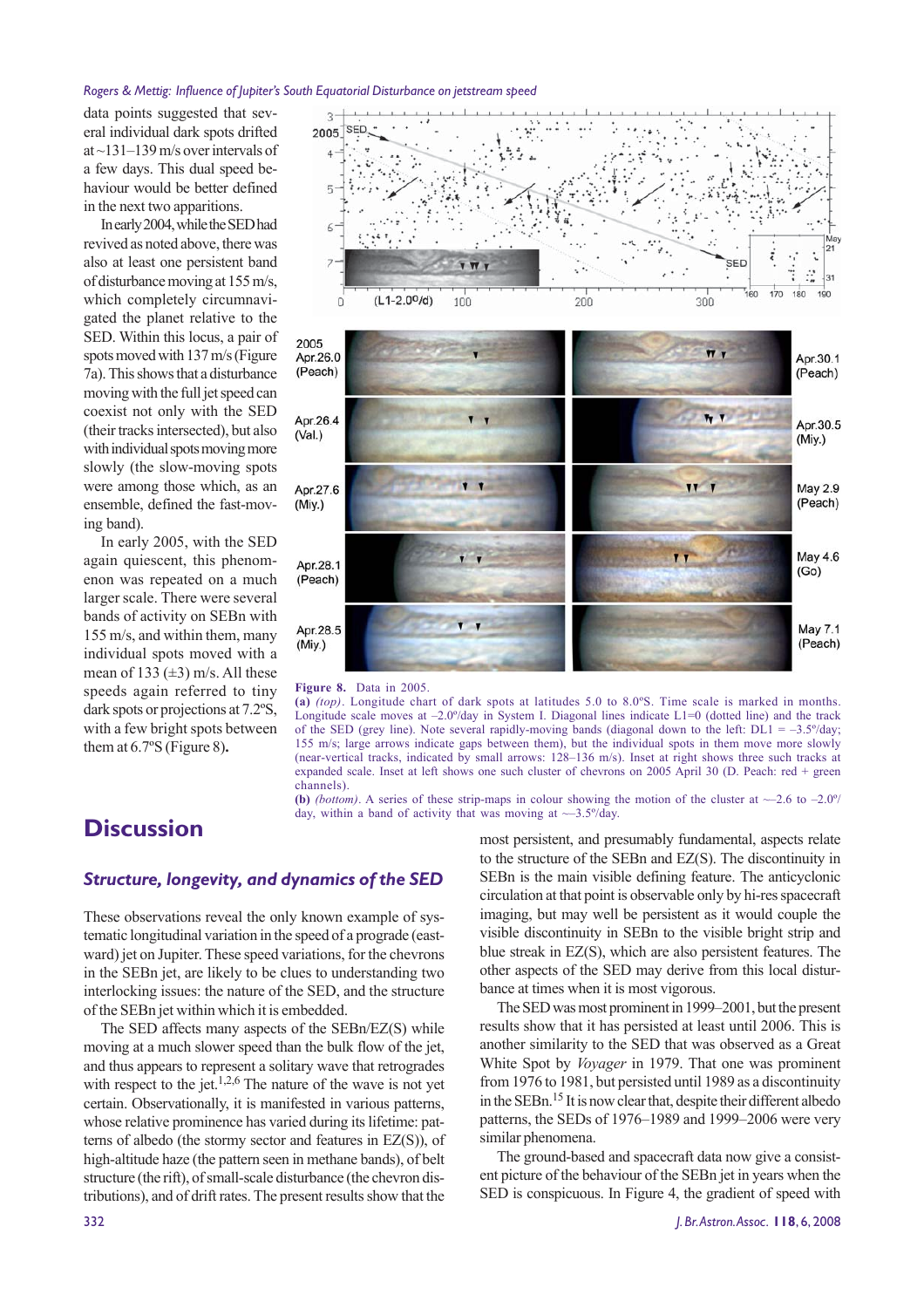data points suggested that several individual dark spots drifted at ~131–139 m/s over intervals of a few days. This dual speed behaviour would be better defined in the next two apparitions.

In early 2004, while the SED had revived as noted above, there was also at least one persistent band of disturbance moving at 155 m/s, which completely circumnavigated the planet relative to the SED. Within this locus, a pair of spots moved with 137 m/s (Figure 7a). This shows that a disturbance moving with the full jet speed can coexist not only with the SED (their tracks intersected), but also with individual spots moving more slowly (the slow-moving spots were among those which, as an ensemble, defined the fast-moving band).

In early 2005, with the SED again quiescent, this phenomenon was repeated on a much larger scale. There were several bands of activity on SEBn with 155 m/s, and within them, many individual spots moved with a mean of 133 (±3) m/s. All these speeds again referred to tiny dark spots or projections at 7.2°S, with a few bright spots between them at 6.7°S (Figure 8).

**Figure 8.** Data in 2005.
**(a)** *(top)*. Longitude chart of dark spots at latitudes 5.0 to 8.0°S. Time scale is marked in months. Longitude scale moves at –2.0°/day in System I. Diagonal lines indicate L1=0 (dotted line) and the track of the SED (grey line). Note several rapidly-moving bands (diagonal down to the left: DL1 = –3.5°/day; 155 m/s; large arrows indicate gaps between them), but the individual spots in them move more slowly (near-vertical tracks, indicated by small arrows: 128–136 m/s). Inset at right shows three such tracks at expanded scale. Inset at left shows one such cluster of chevrons on 2005 April 30 (D. Peach: red + green channels).
**(b)** *(bottom)*. A series of these strip-maps in colour showing the motion of the cluster at ~–2.6 to –2.0°/day, within a band of activity that was moving at ~–3.5°/day.

# Discussion

## *Structure, longevity, and dynamics of the SED*

These observations reveal the only known example of systematic longitudinal variation in the speed of a prograde (eastward) jet on Jupiter. These speed variations, for the chevrons in the SEBn jet, are likely to be clues to understanding two interlocking issues: the nature of the SED, and the structure of the SEBn jet within which it is embedded.

The SED affects many aspects of the SEBn/EZ(S) while moving at a much slower speed than the bulk flow of the jet, and thus appears to represent a solitary wave that retrogrades with respect to the jet.[1,2,6] The nature of the wave is not yet certain. Observationally, it is manifested in various patterns, whose relative prominence has varied during its lifetime: patterns of albedo (the stormy sector and features in EZ(S)), of high-altitude haze (the pattern seen in methane bands), of belt structure (the rift), of small-scale disturbance (the chevron distributions), and of drift rates. The present results show that the most persistent, and presumably fundamental, aspects relate to the structure of the SEBn and EZ(S). The discontinuity in SEBn is the main visible defining feature. The anticyclonic circulation at that point is observable only by hi-res spacecraft imaging, but may well be persistent as it would couple the visible discontinuity in SEBn to the visible bright strip and blue streak in EZ(S), which are also persistent features. The other aspects of the SED may derive from this local disturbance at times when it is most vigorous.

The SED was most prominent in 1999–2001, but the present results show that it has persisted at least until 2006. This is another similarity to the SED that was observed as a Great White Spot by *Voyager* in 1979. That one was prominent from 1976 to 1981, but persisted until 1989 as a discontinuity in the SEBn.[15] It is now clear that, despite their different albedo patterns, the SEDs of 1976–1989 and 1999–2006 were very similar phenomena.

The ground-based and spacecraft data now give a consistent picture of the behaviour of the SEBn jet in years when the SED is conspicuous. In Figure 4, the gradient of speed with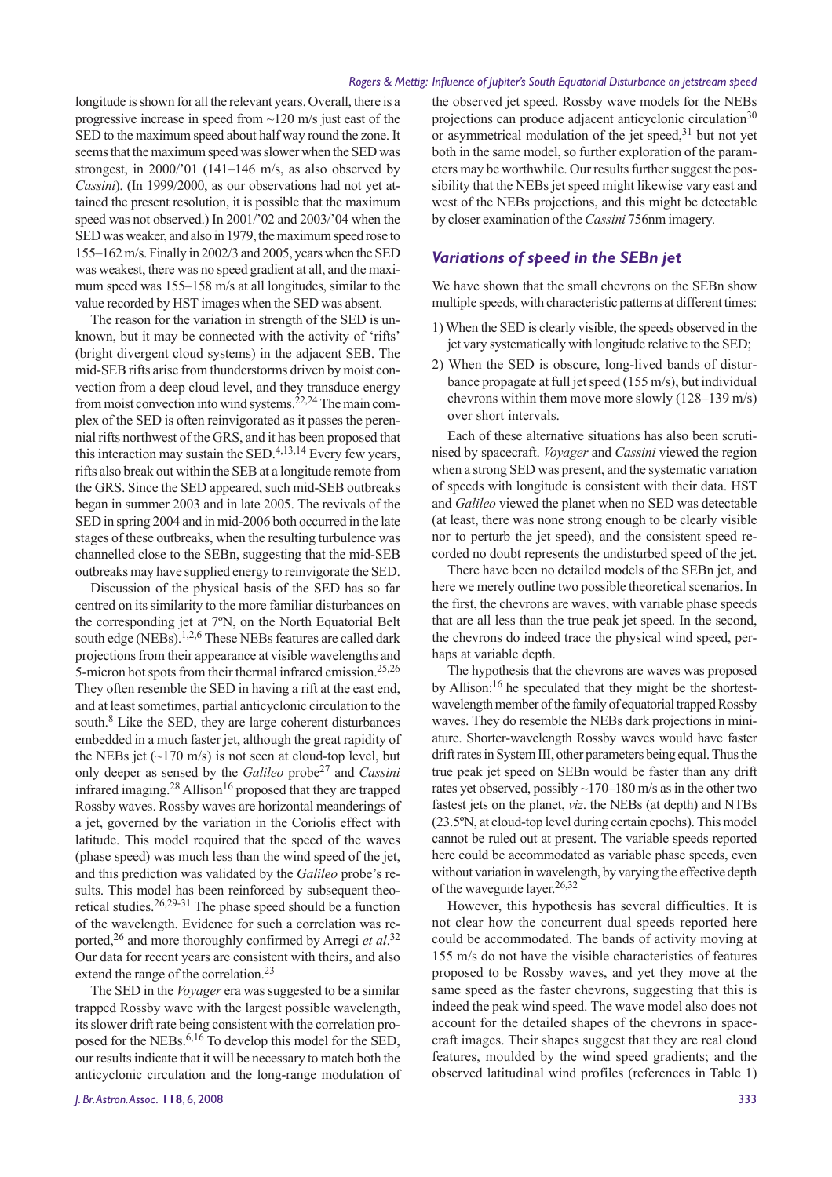longitude is shown for all the relevant years. Overall, there is a progressive increase in speed from ~120 m/s just east of the SED to the maximum speed about half way round the zone. It seems that the maximum speed was slower when the SED was strongest, in 2000/'01 (141–146 m/s, as also observed by *Cassini*). (In 1999/2000, as our observations had not yet attained the present resolution, it is possible that the maximum speed was not observed.) In 2001/'02 and 2003/'04 when the SED was weaker, and also in 1979, the maximum speed rose to 155–162 m/s. Finally in 2002/3 and 2005, years when the SED was weakest, there was no speed gradient at all, and the maximum speed was 155–158 m/s at all longitudes, similar to the value recorded by HST images when the SED was absent.

The reason for the variation in strength of the SED is unknown, but it may be connected with the activity of 'rifts' (bright divergent cloud systems) in the adjacent SEB. The mid-SEB rifts arise from thunderstorms driven by moist convection from a deep cloud level, and they transduce energy from moist convection into wind systems.[22,24] The main complex of the SED is often reinvigorated as it passes the perennial rifts northwest of the GRS, and it has been proposed that this interaction may sustain the SED.[4,13,14] Every few years, rifts also break out within the SEB at a longitude remote from the GRS. Since the SED appeared, such mid-SEB outbreaks began in summer 2003 and in late 2005. The revivals of the SED in spring 2004 and in mid-2006 both occurred in the late stages of these outbreaks, when the resulting turbulence was channelled close to the SEBn, suggesting that the mid-SEB outbreaks may have supplied energy to reinvigorate the SED.

Discussion of the physical basis of the SED has so far centred on its similarity to the more familiar disturbances on the corresponding jet at 7ºN, on the North Equatorial Belt south edge (NEBs).[1,2,6] These NEBs features are called dark projections from their appearance at visible wavelengths and 5-micron hot spots from their thermal infrared emission.[25,26] They often resemble the SED in having a rift at the east end, and at least sometimes, partial anticyclonic circulation to the south.[8] Like the SED, they are large coherent disturbances embedded in a much faster jet, although the great rapidity of the NEBs jet (~170 m/s) is not seen at cloud-top level, but only deeper as sensed by the *Galileo* probe[27] and *Cassini* infrared imaging.[28] Allison[16] proposed that they are trapped Rossby waves. Rossby waves are horizontal meanderings of a jet, governed by the variation in the Coriolis effect with latitude. This model required that the speed of the waves (phase speed) was much less than the wind speed of the jet, and this prediction was validated by the *Galileo* probe's results. This model has been reinforced by subsequent theoretical studies.[26,29-31] The phase speed should be a function of the wavelength. Evidence for such a correlation was reported,[26] and more thoroughly confirmed by Arregi *et al*.[32] Our data for recent years are consistent with theirs, and also extend the range of the correlation.[23]

The SED in the *Voyager* era was suggested to be a similar trapped Rossby wave with the largest possible wavelength, its slower drift rate being consistent with the correlation proposed for the NEBs.[6,16] To develop this model for the SED, our results indicate that it will be necessary to match both the anticyclonic circulation and the long-range modulation of the observed jet speed. Rossby wave models for the NEBs projections can produce adjacent anticyclonic circulation[30] or asymmetrical modulation of the jet speed,[31] but not yet both in the same model, so further exploration of the parameters may be worthwhile. Our results further suggest the possibility that the NEBs jet speed might likewise vary east and west of the NEBs projections, and this might be detectable by closer examination of the *Cassini* 756nm imagery.

## Variations of speed in the SEBn jet

We have shown that the small chevrons on the SEBn show multiple speeds, with characteristic patterns at different times:

1) When the SED is clearly visible, the speeds observed in the jet vary systematically with longitude relative to the SED;
2) When the SED is obscure, long-lived bands of disturbance propagate at full jet speed (155 m/s), but individual chevrons within them move more slowly (128–139 m/s) over short intervals.

Each of these alternative situations has also been scrutinised by spacecraft. *Voyager* and *Cassini* viewed the region when a strong SED was present, and the systematic variation of speeds with longitude is consistent with their data. HST and *Galileo* viewed the planet when no SED was detectable (at least, there was none strong enough to be clearly visible nor to perturb the jet speed), and the consistent speed recorded no doubt represents the undisturbed speed of the jet.

There have been no detailed models of the SEBn jet, and here we merely outline two possible theoretical scenarios. In the first, the chevrons are waves, with variable phase speeds that are all less than the true peak jet speed. In the second, the chevrons do indeed trace the physical wind speed, perhaps at variable depth.

The hypothesis that the chevrons are waves was proposed by Allison:[16] he speculated that they might be the shortest-wavelength member of the family of equatorial trapped Rossby waves. They do resemble the NEBs dark projections in miniature. Shorter-wavelength Rossby waves would have faster drift rates in System III, other parameters being equal. Thus the true peak jet speed on SEBn would be faster than any drift rates yet observed, possibly ~170–180 m/s as in the other two fastest jets on the planet, *viz*. the NEBs (at depth) and NTBs (23.5ºN, at cloud-top level during certain epochs). This model cannot be ruled out at present. The variable speeds reported here could be accommodated as variable phase speeds, even without variation in wavelength, by varying the effective depth of the waveguide layer.[26,32]

However, this hypothesis has several difficulties. It is not clear how the concurrent dual speeds reported here could be accommodated. The bands of activity moving at 155 m/s do not have the visible characteristics of features proposed to be Rossby waves, and yet they move at the same speed as the faster chevrons, suggesting that this is indeed the peak wind speed. The wave model also does not account for the detailed shapes of the chevrons in spacecraft images. Their shapes suggest that they are real cloud features, moulded by the wind speed gradients; and the observed latitudinal wind profiles (references in Table 1)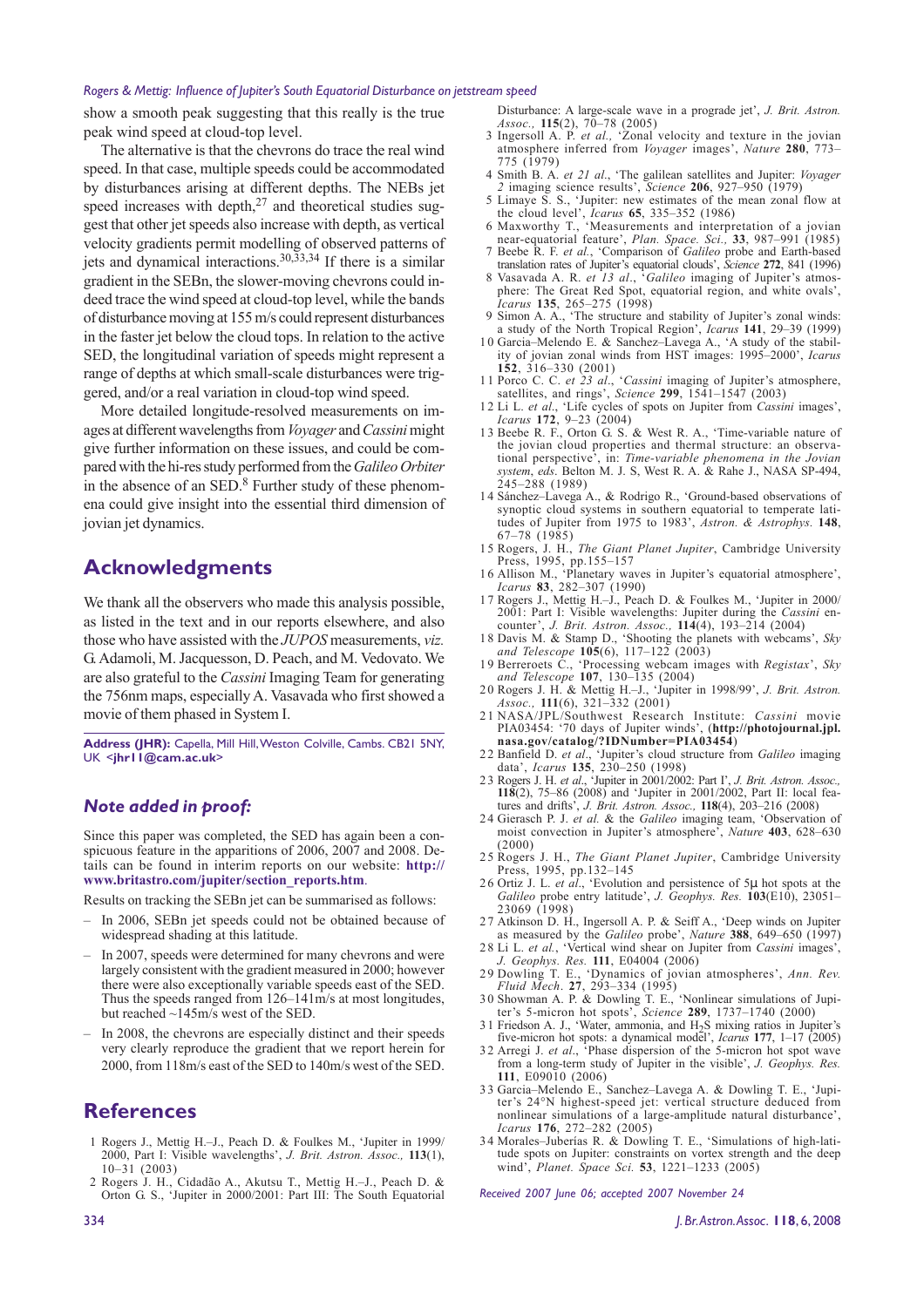show a smooth peak suggesting that this really is the true peak wind speed at cloud-top level.

The alternative is that the chevrons do trace the real wind speed. In that case, multiple speeds could be accommodated by disturbances arising at different depths. The NEBs jet speed increases with depth,[27] and theoretical studies suggest that other jet speeds also increase with depth, as vertical velocity gradients permit modelling of observed patterns of jets and dynamical interactions.[30,33,34] If there is a similar gradient in the SEBn, the slower-moving chevrons could indeed trace the wind speed at cloud-top level, while the bands of disturbance moving at 155 m/s could represent disturbances in the faster jet below the cloud tops. In relation to the active SED, the longitudinal variation of speeds might represent a range of depths at which small-scale disturbances were triggered, and/or a real variation in cloud-top wind speed.

More detailed longitude-resolved measurements on images at different wavelengths from *Voyager* and *Cassini* might give further information on these issues, and could be compared with the hi-res study performed from the *Galileo Orbiter* in the absence of an SED.[8] Further study of these phenomena could give insight into the essential third dimension of jovian jet dynamics.

## Acknowledgments

We thank all the observers who made this analysis possible, as listed in the text and in our reports elsewhere, and also those who have assisted with the *JUPOS* measurements, *viz.* G. Adamoli, M. Jacquesson, D. Peach, and M. Vedovato. We are also grateful to the *Cassini* Imaging Team for generating the 756nm maps, especially A. Vasavada who first showed a movie of them phased in System I.

**Address (JHR):** Capella, Mill Hill, Weston Colville, Cambs. CB21 5NY, UK **<jhr11@cam.ac.uk>**

### *Note added in proof:*

Since this paper was completed, the SED has again been a conspicuous feature in the apparitions of 2006, 2007 and 2008. Details can be found in interim reports on our website: **http://www.britastro.com/jupiter/section_reports.htm**.

Results on tracking the SEBn jet can be summarised as follows:

- In 2006, SEBn jet speeds could not be obtained because of widespread shading at this latitude.
- In 2007, speeds were determined for many chevrons and were largely consistent with the gradient measured in 2000; however there were also exceptionally variable speeds east of the SED. Thus the speeds ranged from 126–141m/s at most longitudes, but reached ~145m/s west of the SED.
- In 2008, the chevrons are especially distinct and their speeds very clearly reproduce the gradient that we report herein for 2000, from 118m/s east of the SED to 140m/s west of the SED.

## References

1 Rogers J., Mettig H.–J., Peach D. & Foulkes M., 'Jupiter in 1999/2000, Part I: Visible wavelengths', *J. Brit. Astron. Assoc.,* **113**(1), 10–31 (2003)
2 Rogers J. H., Cidadão A., Akutsu T., Mettig H.–J., Peach D. & Orton G. S., 'Jupiter in 2000/2001: Part III: The South Equatorial Disturbance: A large-scale wave in a prograde jet', *J. Brit. Astron. Assoc.,* **115**(2), 70–78 (2005)
3 Ingersoll A. P. *et al.,* 'Zonal velocity and texture in the jovian atmosphere inferred from *Voyager* images', *Nature* **280**, 773–775 (1979)
4 Smith B. A. *et 21 al*., 'The galilean satellites and Jupiter: *Voyager 2* imaging science results', *Science* **206**, 927–950 (1979)
5 Limaye S. S., 'Jupiter: new estimates of the mean zonal flow at the cloud level', *Icarus* **65**, 335–352 (1986)
6 Maxworthy T., 'Measurements and interpretation of a jovian near-equatorial feature', *Plan. Space. Sci.,* **33**, 987–991 (1985)
7 Beebe R. F. *et al.*, 'Comparison of *Galileo* probe and Earth-based translation rates of Jupiter's equatorial clouds', *Science* **272**, 841 (1996)
8 Vasavada A. R. *et 13 al*., '*Galileo* imaging of Jupiter's atmosphere: The Great Red Spot, equatorial region, and white ovals', *Icarus* **135**, 265–275 (1998)
9 Simon A. A., 'The structure and stability of Jupiter's zonal winds: a study of the North Tropical Region', *Icarus* **141**, 29–39 (1999)
10 Garcia–Melendo E. & Sanchez–Lavega A., 'A study of the stability of jovian zonal winds from HST images: 1995–2000', *Icarus* **152**, 316–330 (2001)
11 Porco C. C. *et 23 al*., '*Cassini* imaging of Jupiter's atmosphere, satellites, and rings', *Science* **299**, 1541–1547 (2003)
12 Li L. *et al.*, 'Life cycles of spots on Jupiter from *Cassini* images', *Icarus* **172**, 9–23 (2004)
13 Beebe R. F., Orton G. S. & West R. A., 'Time-variable nature of the jovian cloud properties and thermal structure: an observational perspective', in: *Time-variable phenomena in the Jovian system*, *eds.* Belton M. J. S, West R. A. & Rahe J., NASA SP-494, 245–288 (1989)
14 Sánchez–Lavega A., & Rodrigo R., 'Ground-based observations of synoptic cloud systems in southern equatorial to temperate latitudes of Jupiter from 1975 to 1983', *Astron. & Astrophys.* **148**, 67–78 (1985)
15 Rogers, J. H., *The Giant Planet Jupiter*, Cambridge University Press, 1995, pp.155–157
16 Allison M., 'Planetary waves in Jupiter's equatorial atmosphere', *Icarus* **83**, 282–307 (1990)
17 Rogers J., Mettig H.–J., Peach D. & Foulkes M., 'Jupiter in 2000/2001: Part I: Visible wavelengths: Jupiter during the *Cassini* encounter', *J. Brit. Astron. Assoc.,* **114**(4), 193–214 (2004)
18 Davis M. & Stamp D., 'Shooting the planets with webcams', *Sky and Telescope* **105**(6), 117–122 (2003)
19 Berrereots C., 'Processing webcam images with *Registax*', *Sky and Telescope* **107**, 130–135 (2004)
20 Rogers J. H. & Mettig H.–J., 'Jupiter in 1998/99', *J. Brit. Astron. Assoc.,* **111**(6), 321–332 (2001)
21 NASA/JPL/Southwest Research Institute: *Cassini* movie PIA03454: '70 days of Jupiter winds', (**http://photojournal.jpl.nasa.gov/catalog/?IDNumber=PIA03454**)
22 Banfield D. *et al*., 'Jupiter's cloud structure from *Galileo* imaging data', *Icarus* **135**, 230–250 (1998)
23 Rogers J. H. *et al*., 'Jupiter in 2001/2002: Part I', *J. Brit. Astron. Assoc.,* **118**(2), 75–86 (2008) and 'Jupiter in 2001/2002, Part II: local features and drifts', *J. Brit. Astron. Assoc.,* **118**(4), 203–216 (2008)
24 Gierasch P. J. *et al.* & the *Galileo* imaging team, 'Observation of moist convection in Jupiter's atmosphere', *Nature* **403**, 628–630 (2000)
25 Rogers J. H., *The Giant Planet Jupiter*, Cambridge University Press, 1995, pp.132–145
26 Ortiz J. L. *et al*., 'Evolution and persistence of 5μ hot spots at the *Galileo* probe entry latitude', *J. Geophys. Res.* **103**(E10), 23051–23069 (1998)
27 Atkinson D. H., Ingersoll A. P. & Seiff A., 'Deep winds on Jupiter as measured by the *Galileo* probe', *Nature* **388**, 649–650 (1997)
28 Li L. *et al.*, 'Vertical wind shear on Jupiter from *Cassini* images', *J. Geophys. Res.* **111**, E04004 (2006)
29 Dowling T. E., 'Dynamics of jovian atmospheres', *Ann. Rev. Fluid Mech*. **27**, 293–334 (1995)
30 Showman A. P. & Dowling T. E., 'Nonlinear simulations of Jupiter's 5-micron hot spots', *Science* **289**, 1737–1740 (2000)
31 Friedson A. J., 'Water, ammonia, and $H_2S$ mixing ratios in Jupiter's five-micron hot spots: a dynamical model', *Icarus* **177**, 1–17 (2005)
32 Arregi J. *et al*., 'Phase dispersion of the 5-micron hot spot wave from a long-term study of Jupiter in the visible', *J. Geophys. Res.* **111**, E09010 (2006)
33 Garcia–Melendo E., Sanchez–Lavega A. & Dowling T. E., 'Jupiter's 24°N highest-speed jet: vertical structure deduced from nonlinear simulations of a large-amplitude natural disturbance', *Icarus* **176**, 272–282 (2005)
34 Morales–Juberías R. & Dowling T. E., 'Simulations of high-latitude spots on Jupiter: constraints on vortex strength and the deep wind', *Planet. Space Sci.* **53**, 1221–1233 (2005)

*Received 2007 June 06; accepted 2007 November 24*